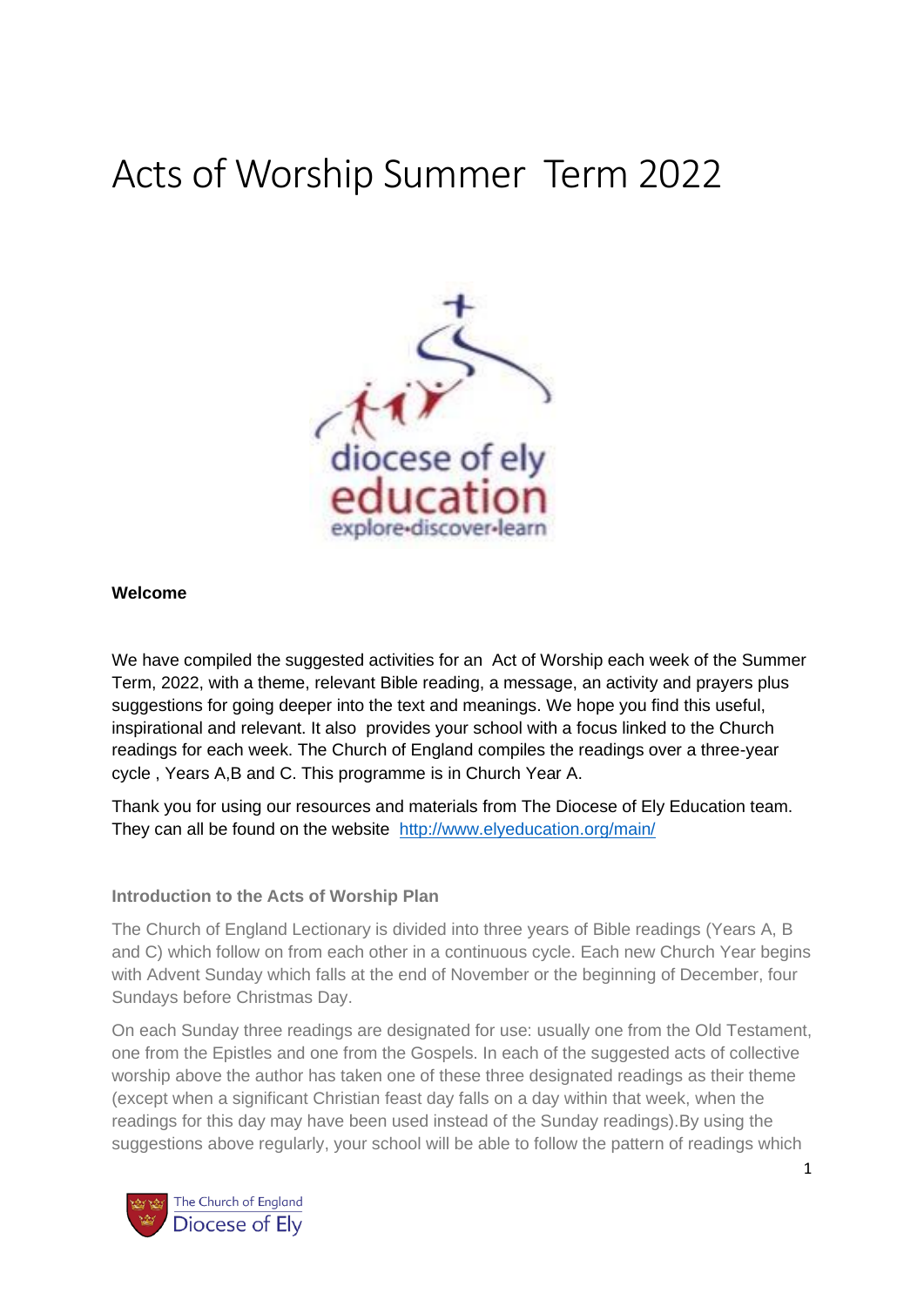# Acts of Worship Summer  Term 2022

**Welcome**

We have compiled the suggested activities for an  Act of Worship each week of the Summer Term, 2022, with a theme, relevant Bible reading, a message, an activity and prayers plus suggestions for going deeper into the text and meanings. We hope you find this useful, inspirational and relevant. It also  provides your school with a focus linked to the Church readings for each week. The Church of England compiles the readings over a three-year cycle , Years A,B and C. This programme is in Church Year A.

Thank you for using our resources and materials from The Diocese of Ely Education team. They can all be found on the website  http://www.elyeducation.org/main/

**Introduction to the Acts of Worship Plan**

The Church of England Lectionary is divided into three years of Bible readings (Years A, B and C) which follow on from each other in a continuous cycle. Each new Church Year begins with Advent Sunday which falls at the end of November or the beginning of December, four Sundays before Christmas Day.

On each Sunday three readings are designated for use: usually one from the Old Testament, one from the Epistles and one from the Gospels. In each of the suggested acts of collective worship above the author has taken one of these three designated readings as their theme (except when a significant Christian feast day falls on a day within that week, when the readings for this day may have been used instead of the Sunday readings).By using the suggestions above regularly, your school will be able to follow the pattern of readings which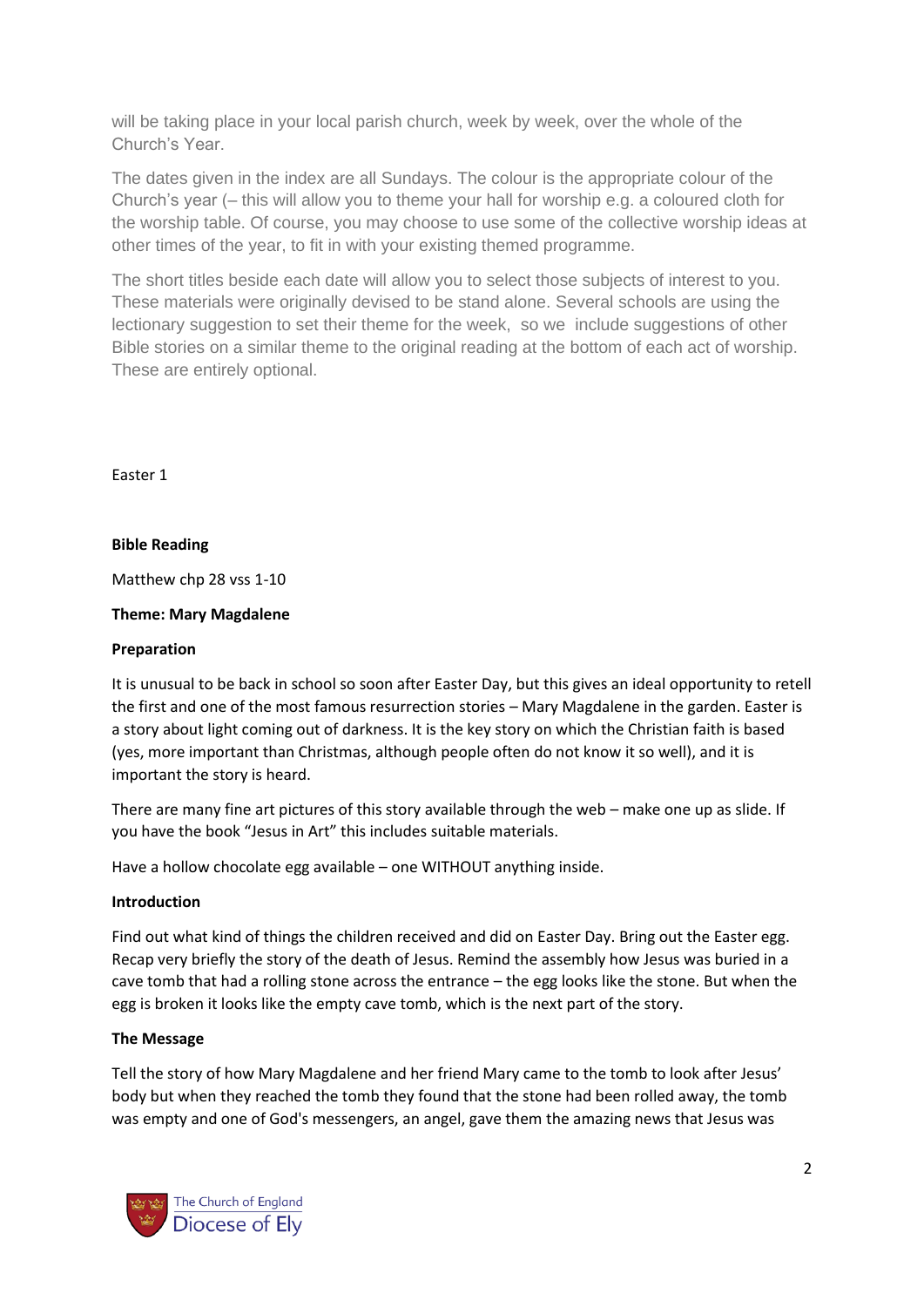will be taking place in your local parish church, week by week, over the whole of the Church's Year.

The dates given in the index are all Sundays. The colour is the appropriate colour of the Church's year (– this will allow you to theme your hall for worship e.g. a coloured cloth for the worship table. Of course, you may choose to use some of the collective worship ideas at other times of the year, to fit in with your existing themed programme.

The short titles beside each date will allow you to select those subjects of interest to you. These materials were originally devised to be stand alone. Several schools are using the lectionary suggestion to set their theme for the week, so we include suggestions of other Bible stories on a similar theme to the original reading at the bottom of each act of worship. These are entirely optional.

Easter 1

**Bible Reading**

Matthew chp 28 vss 1-10

**Theme: Mary Magdalene**

**Preparation**

It is unusual to be back in school so soon after Easter Day, but this gives an ideal opportunity to retell the first and one of the most famous resurrection stories – Mary Magdalene in the garden. Easter is a story about light coming out of darkness. It is the key story on which the Christian faith is based (yes, more important than Christmas, although people often do not know it so well), and it is important the story is heard.

There are many fine art pictures of this story available through the web – make one up as slide. If you have the book "Jesus in Art" this includes suitable materials.

Have a hollow chocolate egg available – one WITHOUT anything inside.

**Introduction**

Find out what kind of things the children received and did on Easter Day. Bring out the Easter egg. Recap very briefly the story of the death of Jesus. Remind the assembly how Jesus was buried in a cave tomb that had a rolling stone across the entrance – the egg looks like the stone. But when the egg is broken it looks like the empty cave tomb, which is the next part of the story.

**The Message**

Tell the story of how Mary Magdalene and her friend Mary came to the tomb to look after Jesus' body but when they reached the tomb they found that the stone had been rolled away, the tomb was empty and one of God's messengers, an angel, gave them the amazing news that Jesus was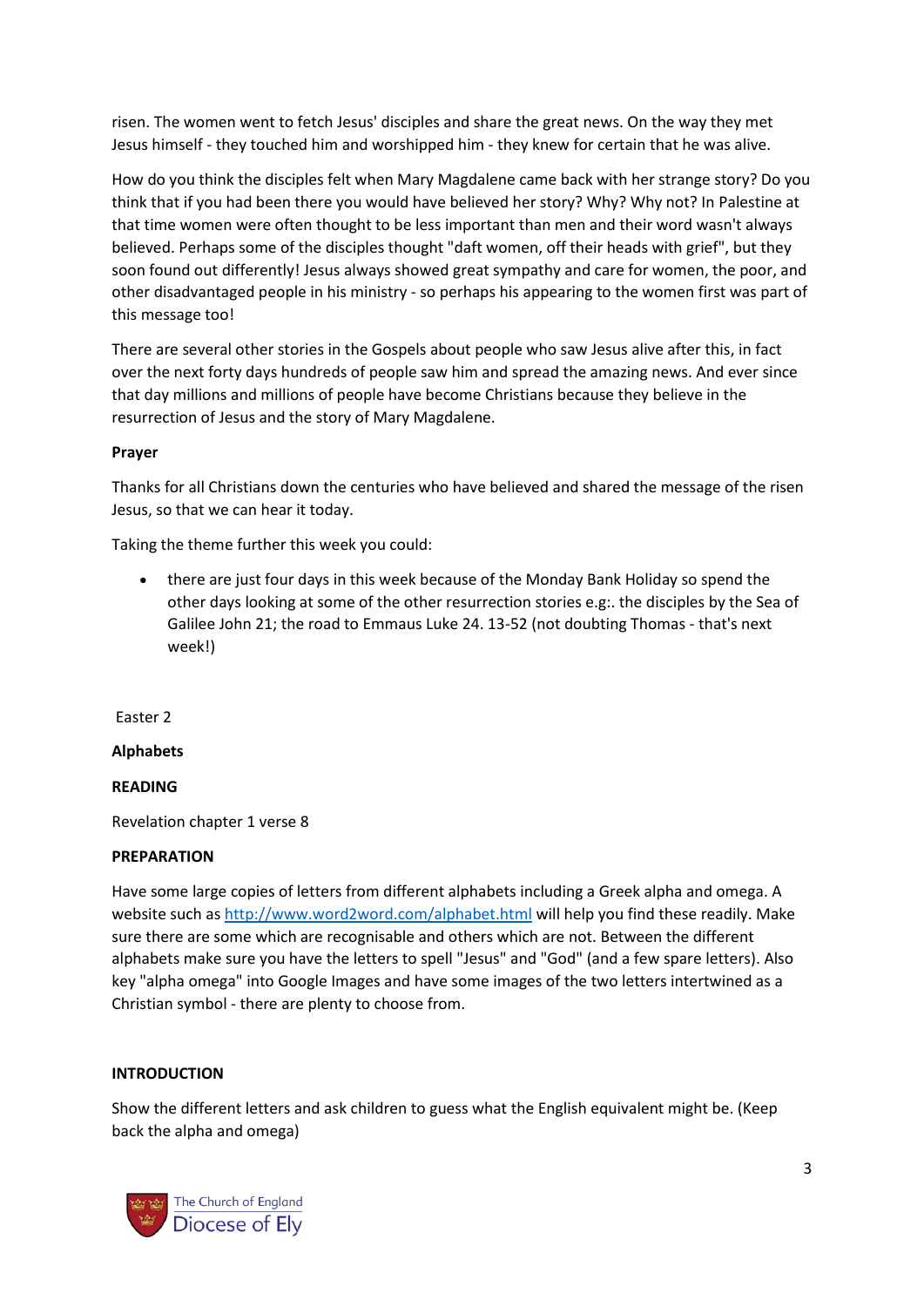risen. The women went to fetch Jesus' disciples and share the great news. On the way they met Jesus himself - they touched him and worshipped him - they knew for certain that he was alive.

How do you think the disciples felt when Mary Magdalene came back with her strange story? Do you think that if you had been there you would have believed her story? Why? Why not? In Palestine at that time women were often thought to be less important than men and their word wasn't always believed. Perhaps some of the disciples thought "daft women, off their heads with grief", but they soon found out differently! Jesus always showed great sympathy and care for women, the poor, and other disadvantaged people in his ministry - so perhaps his appearing to the women first was part of this message too!

There are several other stories in the Gospels about people who saw Jesus alive after this, in fact over the next forty days hundreds of people saw him and spread the amazing news. And ever since that day millions and millions of people have become Christians because they believe in the resurrection of Jesus and the story of Mary Magdalene.

**Prayer**

Thanks for all Christians down the centuries who have believed and shared the message of the risen Jesus, so that we can hear it today.

Taking the theme further this week you could:

- there are just four days in this week because of the Monday Bank Holiday so spend the other days looking at some of the other resurrection stories e.g:. the disciples by the Sea of Galilee John 21; the road to Emmaus Luke 24. 13-52 (not doubting Thomas - that's next week!)

Easter 2

**Alphabets**

**READING**

Revelation chapter 1 verse 8

**PREPARATION**

Have some large copies of letters from different alphabets including a Greek alpha and omega. A website such as [http://www.word2word.com/alphabet.html](http://www.word2word.com/alphabet.html) will help you find these readily. Make sure there are some which are recognisable and others which are not. Between the different alphabets make sure you have the letters to spell "Jesus" and "God" (and a few spare letters). Also key "alpha omega" into Google Images and have some images of the two letters intertwined as a Christian symbol - there are plenty to choose from.

**INTRODUCTION**

Show the different letters and ask children to guess what the English equivalent might be. (Keep back the alpha and omega)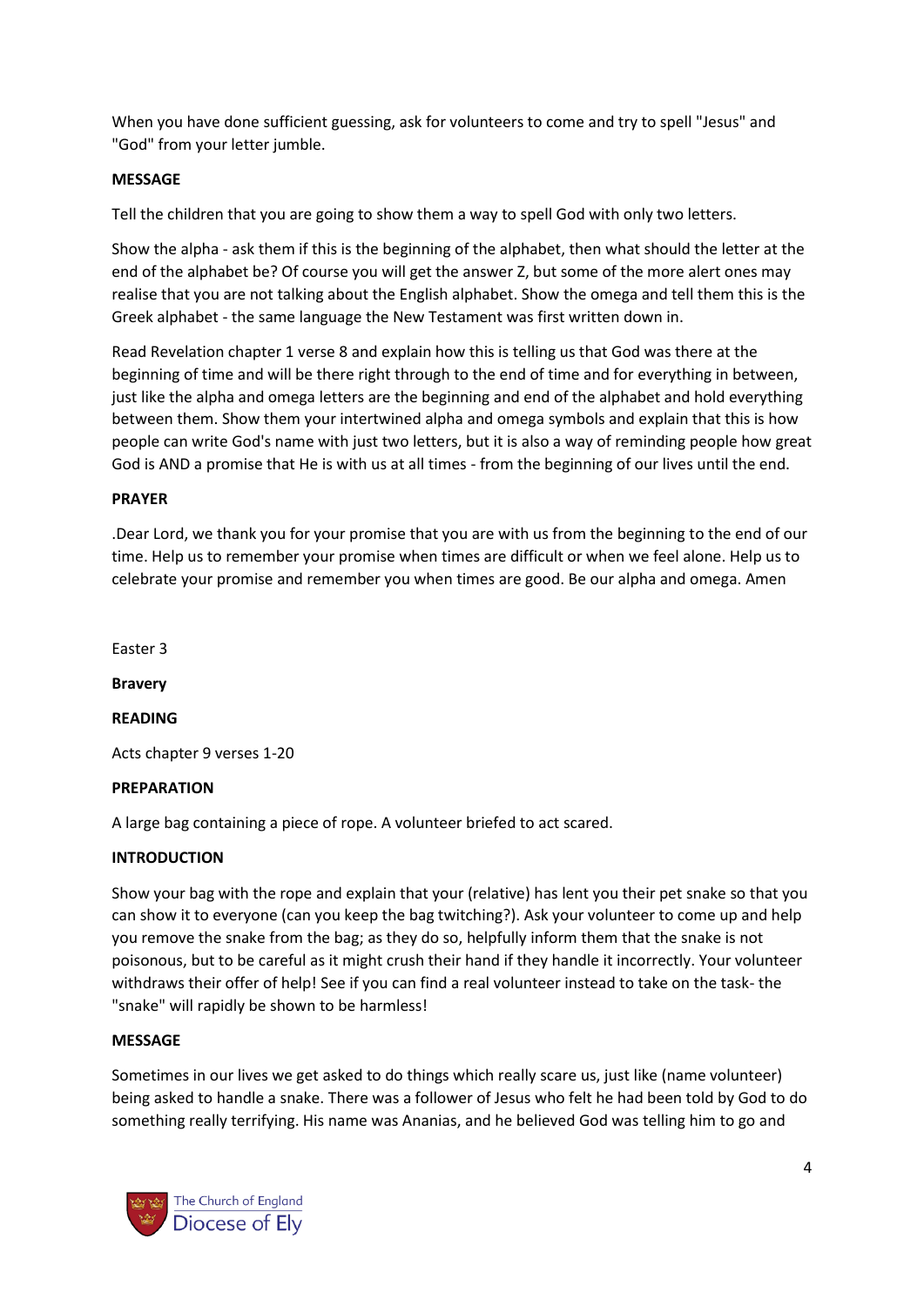When you have done sufficient guessing, ask for volunteers to come and try to spell "Jesus" and "God" from your letter jumble.

**MESSAGE**

Tell the children that you are going to show them a way to spell God with only two letters.

Show the alpha - ask them if this is the beginning of the alphabet, then what should the letter at the end of the alphabet be? Of course you will get the answer Z, but some of the more alert ones may realise that you are not talking about the English alphabet. Show the omega and tell them this is the Greek alphabet - the same language the New Testament was first written down in.

Read Revelation chapter 1 verse 8 and explain how this is telling us that God was there at the beginning of time and will be there right through to the end of time and for everything in between, just like the alpha and omega letters are the beginning and end of the alphabet and hold everything between them. Show them your intertwined alpha and omega symbols and explain that this is how people can write God's name with just two letters, but it is also a way of reminding people how great God is AND a promise that He is with us at all times - from the beginning of our lives until the end.

**PRAYER**

.Dear Lord, we thank you for your promise that you are with us from the beginning to the end of our time. Help us to remember your promise when times are difficult or when we feel alone. Help us to celebrate your promise and remember you when times are good. Be our alpha and omega. Amen

Easter 3

**Bravery**

**READING**

Acts chapter 9 verses 1-20

**PREPARATION**

A large bag containing a piece of rope. A volunteer briefed to act scared.

**INTRODUCTION**

Show your bag with the rope and explain that your (relative) has lent you their pet snake so that you can show it to everyone (can you keep the bag twitching?). Ask your volunteer to come up and help you remove the snake from the bag; as they do so, helpfully inform them that the snake is not poisonous, but to be careful as it might crush their hand if they handle it incorrectly. Your volunteer withdraws their offer of help! See if you can find a real volunteer instead to take on the task- the "snake" will rapidly be shown to be harmless!

**MESSAGE**

Sometimes in our lives we get asked to do things which really scare us, just like (name volunteer) being asked to handle a snake. There was a follower of Jesus who felt he had been told by God to do something really terrifying. His name was Ananias, and he believed God was telling him to go and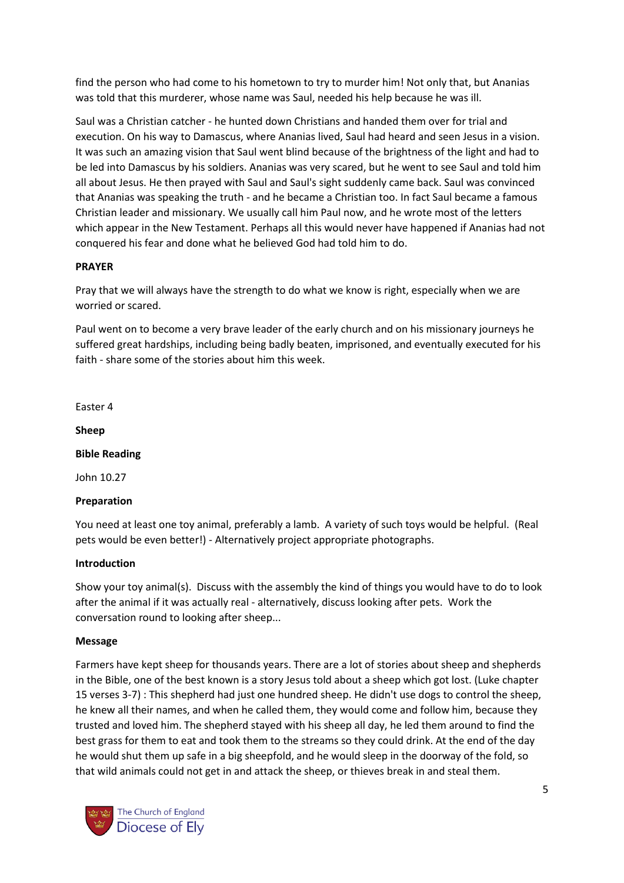find the person who had come to his hometown to try to murder him! Not only that, but Ananias was told that this murderer, whose name was Saul, needed his help because he was ill.

Saul was a Christian catcher - he hunted down Christians and handed them over for trial and execution. On his way to Damascus, where Ananias lived, Saul had heard and seen Jesus in a vision. It was such an amazing vision that Saul went blind because of the brightness of the light and had to be led into Damascus by his soldiers. Ananias was very scared, but he went to see Saul and told him all about Jesus. He then prayed with Saul and Saul's sight suddenly came back. Saul was convinced that Ananias was speaking the truth - and he became a Christian too. In fact Saul became a famous Christian leader and missionary. We usually call him Paul now, and he wrote most of the letters which appear in the New Testament. Perhaps all this would never have happened if Ananias had not conquered his fear and done what he believed God had told him to do.

**PRAYER**

Pray that we will always have the strength to do what we know is right, especially when we are worried or scared.

Paul went on to become a very brave leader of the early church and on his missionary journeys he suffered great hardships, including being badly beaten, imprisoned, and eventually executed for his faith - share some of the stories about him this week.

Easter 4

**Sheep**

**Bible Reading**

John 10.27

**Preparation**

You need at least one toy animal, preferably a lamb. A variety of such toys would be helpful. (Real pets would be even better!) - Alternatively project appropriate photographs.

**Introduction**

Show your toy animal(s). Discuss with the assembly the kind of things you would have to do to look after the animal if it was actually real - alternatively, discuss looking after pets. Work the conversation round to looking after sheep...

**Message**

Farmers have kept sheep for thousands years. There are a lot of stories about sheep and shepherds in the Bible, one of the best known is a story Jesus told about a sheep which got lost. (Luke chapter 15 verses 3-7) : This shepherd had just one hundred sheep. He didn't use dogs to control the sheep, he knew all their names, and when he called them, they would come and follow him, because they trusted and loved him. The shepherd stayed with his sheep all day, he led them around to find the best grass for them to eat and took them to the streams so they could drink. At the end of the day he would shut them up safe in a big sheepfold, and he would sleep in the doorway of the fold, so that wild animals could not get in and attack the sheep, or thieves break in and steal them.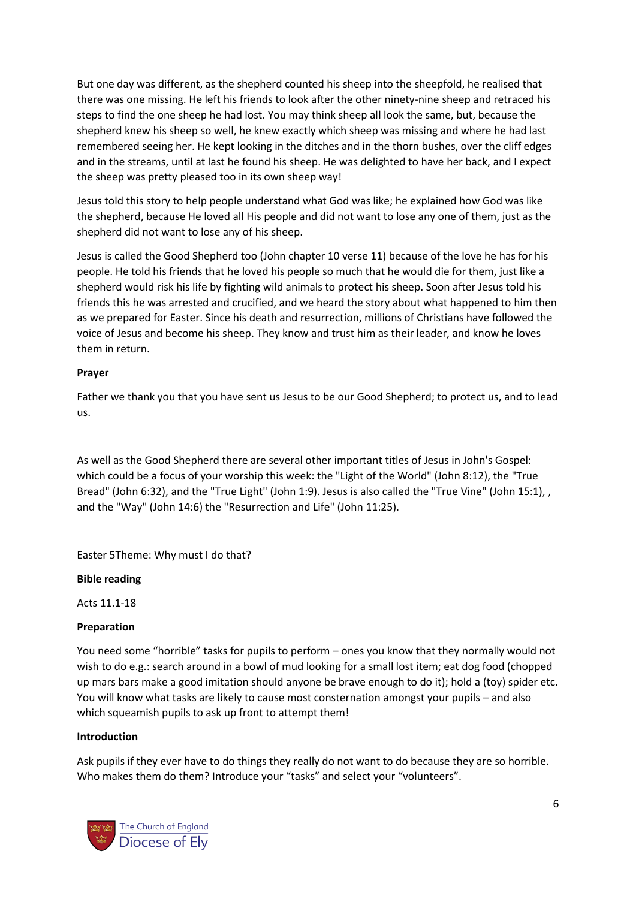But one day was different, as the shepherd counted his sheep into the sheepfold, he realised that there was one missing. He left his friends to look after the other ninety-nine sheep and retraced his steps to find the one sheep he had lost. You may think sheep all look the same, but, because the shepherd knew his sheep so well, he knew exactly which sheep was missing and where he had last remembered seeing her. He kept looking in the ditches and in the thorn bushes, over the cliff edges and in the streams, until at last he found his sheep. He was delighted to have her back, and I expect the sheep was pretty pleased too in its own sheep way!

Jesus told this story to help people understand what God was like; he explained how God was like the shepherd, because He loved all His people and did not want to lose any one of them, just as the shepherd did not want to lose any of his sheep.

Jesus is called the Good Shepherd too (John chapter 10 verse 11) because of the love he has for his people. He told his friends that he loved his people so much that he would die for them, just like a shepherd would risk his life by fighting wild animals to protect his sheep. Soon after Jesus told his friends this he was arrested and crucified, and we heard the story about what happened to him then as we prepared for Easter. Since his death and resurrection, millions of Christians have followed the voice of Jesus and become his sheep. They know and trust him as their leader, and know he loves them in return.

**Prayer**

Father we thank you that you have sent us Jesus to be our Good Shepherd; to protect us, and to lead us.

As well as the Good Shepherd there are several other important titles of Jesus in John's Gospel: which could be a focus of your worship this week: the "Light of the World" (John 8:12), the "True Bread" (John 6:32), and the "True Light" (John 1:9). Jesus is also called the "True Vine" (John 15:1), , and the "Way" (John 14:6) the "Resurrection and Life" (John 11:25).

Easter 5Theme: Why must I do that?

**Bible reading**

Acts 11.1-18

**Preparation**

You need some "horrible" tasks for pupils to perform – ones you know that they normally would not wish to do e.g.: search around in a bowl of mud looking for a small lost item; eat dog food (chopped up mars bars make a good imitation should anyone be brave enough to do it); hold a (toy) spider etc. You will know what tasks are likely to cause most consternation amongst your pupils – and also which squeamish pupils to ask up front to attempt them!

**Introduction**

Ask pupils if they ever have to do things they really do not want to do because they are so horrible. Who makes them do them? Introduce your "tasks" and select your "volunteers".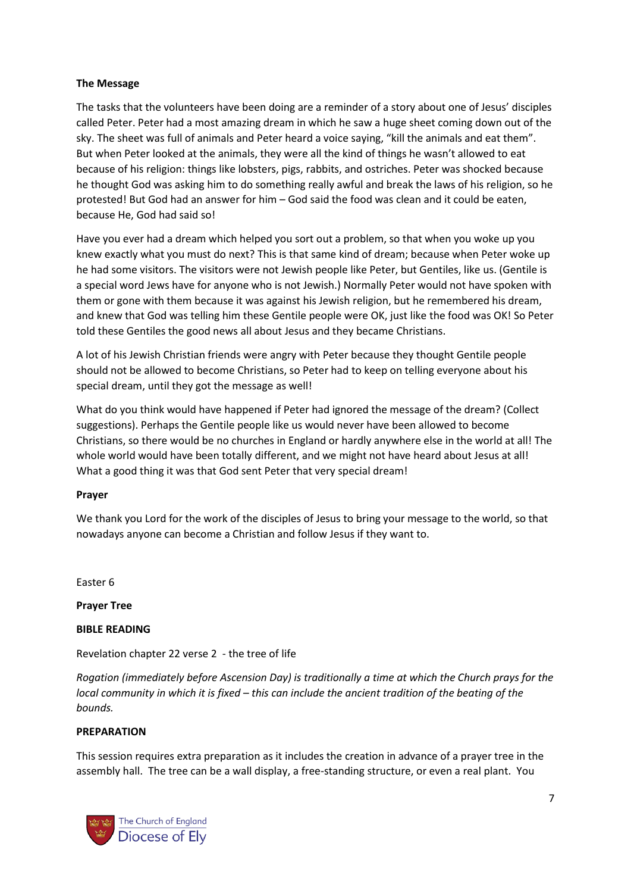**The Message**

The tasks that the volunteers have been doing are a reminder of a story about one of Jesus' disciples called Peter. Peter had a most amazing dream in which he saw a huge sheet coming down out of the sky. The sheet was full of animals and Peter heard a voice saying, "kill the animals and eat them". But when Peter looked at the animals, they were all the kind of things he wasn't allowed to eat because of his religion: things like lobsters, pigs, rabbits, and ostriches. Peter was shocked because he thought God was asking him to do something really awful and break the laws of his religion, so he protested! But God had an answer for him – God said the food was clean and it could be eaten, because He, God had said so!

Have you ever had a dream which helped you sort out a problem, so that when you woke up you knew exactly what you must do next? This is that same kind of dream; because when Peter woke up he had some visitors. The visitors were not Jewish people like Peter, but Gentiles, like us. (Gentile is a special word Jews have for anyone who is not Jewish.) Normally Peter would not have spoken with them or gone with them because it was against his Jewish religion, but he remembered his dream, and knew that God was telling him these Gentile people were OK, just like the food was OK! So Peter told these Gentiles the good news all about Jesus and they became Christians.

A lot of his Jewish Christian friends were angry with Peter because they thought Gentile people should not be allowed to become Christians, so Peter had to keep on telling everyone about his special dream, until they got the message as well!

What do you think would have happened if Peter had ignored the message of the dream? (Collect suggestions). Perhaps the Gentile people like us would never have been allowed to become Christians, so there would be no churches in England or hardly anywhere else in the world at all! The whole world would have been totally different, and we might not have heard about Jesus at all! What a good thing it was that God sent Peter that very special dream!

**Prayer**

We thank you Lord for the work of the disciples of Jesus to bring your message to the world, so that nowadays anyone can become a Christian and follow Jesus if they want to.

Easter 6

**Prayer Tree**

**BIBLE READING**

Revelation chapter 22 verse 2 - the tree of life

*Rogation (immediately before Ascension Day) is traditionally a time at which the Church prays for the local community in which it is fixed – this can include the ancient tradition of the beating of the bounds.*

**PREPARATION**

This session requires extra preparation as it includes the creation in advance of a prayer tree in the assembly hall. The tree can be a wall display, a free-standing structure, or even a real plant. You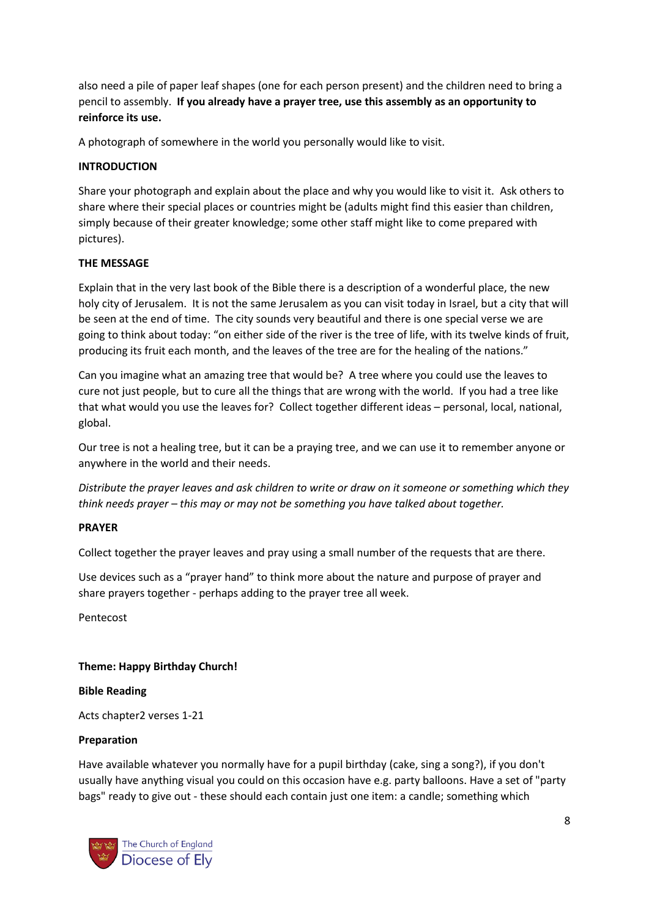also need a pile of paper leaf shapes (one for each person present) and the children need to bring a pencil to assembly. **If you already have a prayer tree, use this assembly as an opportunity to reinforce its use.**

A photograph of somewhere in the world you personally would like to visit.

**INTRODUCTION**

Share your photograph and explain about the place and why you would like to visit it. Ask others to share where their special places or countries might be (adults might find this easier than children, simply because of their greater knowledge; some other staff might like to come prepared with pictures).

**THE MESSAGE**

Explain that in the very last book of the Bible there is a description of a wonderful place, the new holy city of Jerusalem. It is not the same Jerusalem as you can visit today in Israel, but a city that will be seen at the end of time. The city sounds very beautiful and there is one special verse we are going to think about today: "on either side of the river is the tree of life, with its twelve kinds of fruit, producing its fruit each month, and the leaves of the tree are for the healing of the nations."

Can you imagine what an amazing tree that would be? A tree where you could use the leaves to cure not just people, but to cure all the things that are wrong with the world. If you had a tree like that what would you use the leaves for? Collect together different ideas – personal, local, national, global.

Our tree is not a healing tree, but it can be a praying tree, and we can use it to remember anyone or anywhere in the world and their needs.

*Distribute the prayer leaves and ask children to write or draw on it someone or something which they think needs prayer – this may or may not be something you have talked about together.*

**PRAYER**

Collect together the prayer leaves and pray using a small number of the requests that are there.

Use devices such as a "prayer hand" to think more about the nature and purpose of prayer and share prayers together - perhaps adding to the prayer tree all week.

Pentecost

**Theme: Happy Birthday Church!**

**Bible Reading**

Acts chapter2 verses 1-21

**Preparation**

Have available whatever you normally have for a pupil birthday (cake, sing a song?), if you don't usually have anything visual you could on this occasion have e.g. party balloons. Have a set of "party bags" ready to give out - these should each contain just one item: a candle; something which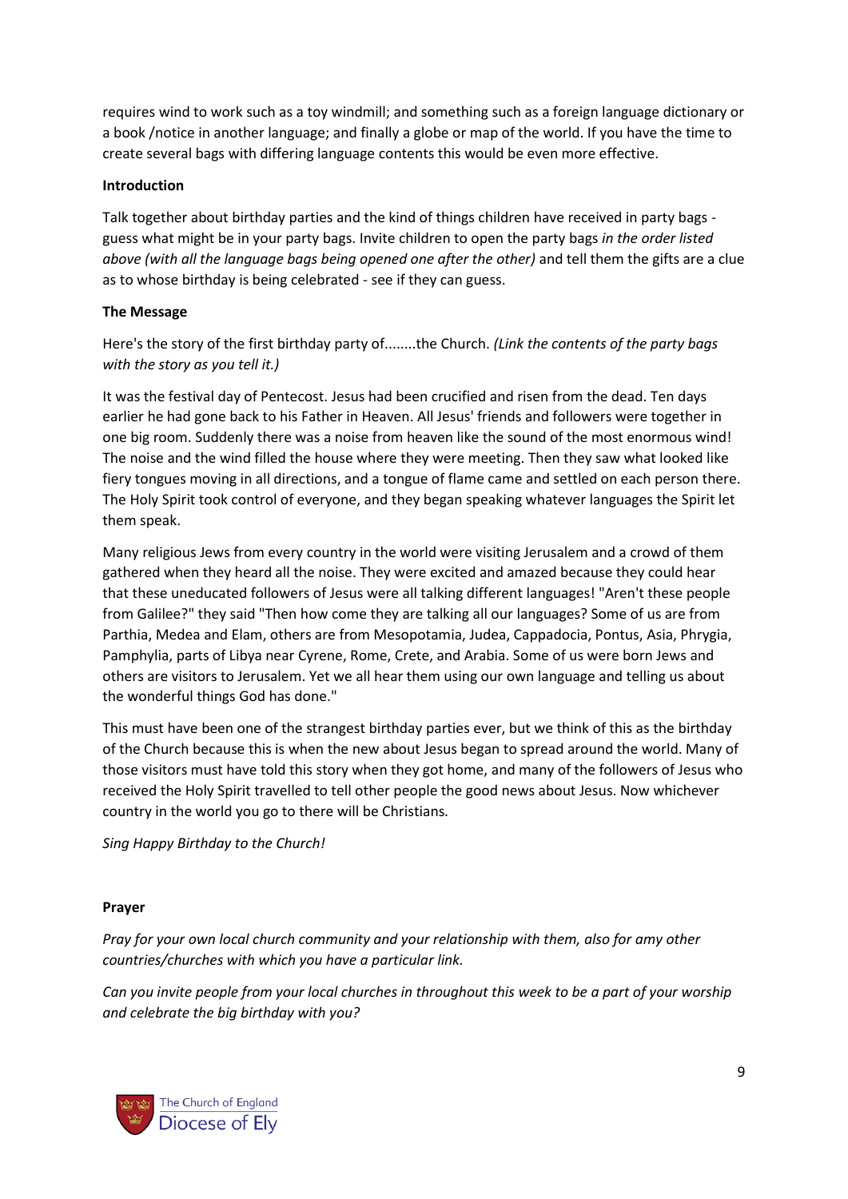requires wind to work such as a toy windmill; and something such as a foreign language dictionary or a book /notice in another language; and finally a globe or map of the world. If you have the time to create several bags with differing language contents this would be even more effective.

**Introduction**

Talk together about birthday parties and the kind of things children have received in party bags - guess what might be in your party bags. Invite children to open the party bags *in the order listed above (with all the language bags being opened one after the other)* and tell them the gifts are a clue as to whose birthday is being celebrated - see if they can guess.

**The Message**

Here's the story of the first birthday party of........the Church. *(Link the contents of the party bags with the story as you tell it.)*

It was the festival day of Pentecost. Jesus had been crucified and risen from the dead. Ten days earlier he had gone back to his Father in Heaven. All Jesus' friends and followers were together in one big room. Suddenly there was a noise from heaven like the sound of the most enormous wind! The noise and the wind filled the house where they were meeting. Then they saw what looked like fiery tongues moving in all directions, and a tongue of flame came and settled on each person there. The Holy Spirit took control of everyone, and they began speaking whatever languages the Spirit let them speak.

Many religious Jews from every country in the world were visiting Jerusalem and a crowd of them gathered when they heard all the noise. They were excited and amazed because they could hear that these uneducated followers of Jesus were all talking different languages! "Aren't these people from Galilee?" they said "Then how come they are talking all our languages? Some of us are from Parthia, Medea and Elam, others are from Mesopotamia, Judea, Cappadocia, Pontus, Asia, Phrygia, Pamphylia, parts of Libya near Cyrene, Rome, Crete, and Arabia. Some of us were born Jews and others are visitors to Jerusalem. Yet we all hear them using our own language and telling us about the wonderful things God has done."

This must have been one of the strangest birthday parties ever, but we think of this as the birthday of the Church because this is when the new about Jesus began to spread around the world. Many of those visitors must have told this story when they got home, and many of the followers of Jesus who received the Holy Spirit travelled to tell other people the good news about Jesus. Now whichever country in the world you go to there will be Christians.

*Sing Happy Birthday to the Church!*

**Prayer**

*Pray for your own local church community and your relationship with them, also for amy other countries/churches with which you have a particular link.*

*Can you invite people from your local churches in throughout this week to be a part of your worship and celebrate the big birthday with you?*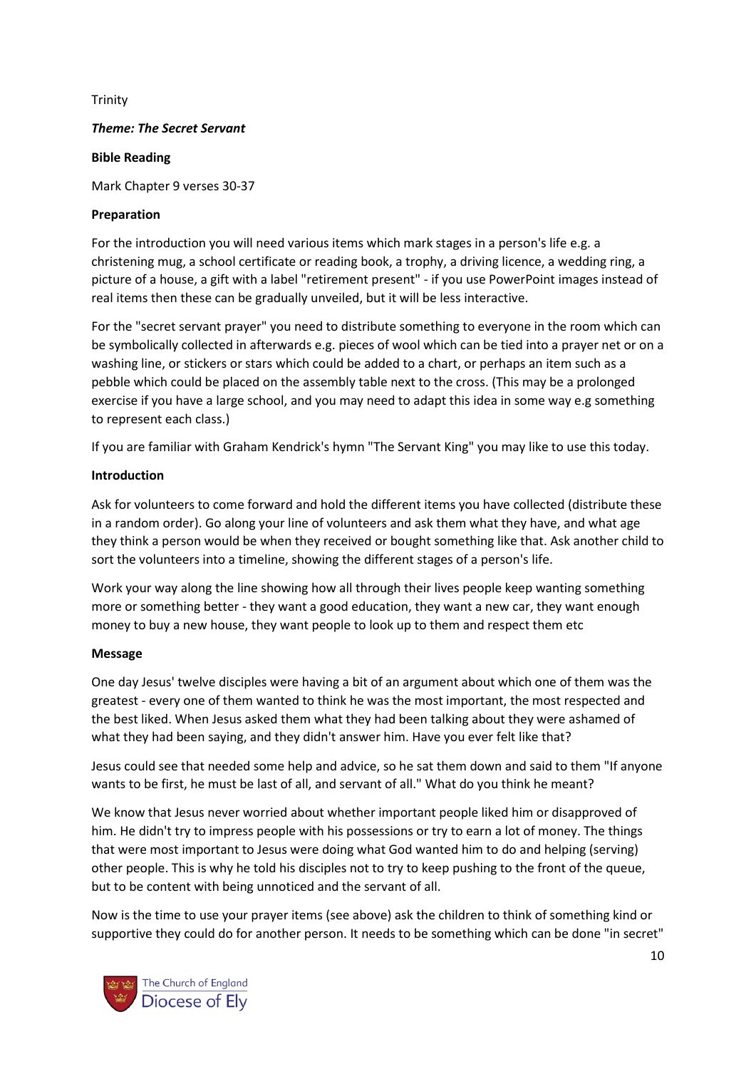Trinity

***Theme: The Secret Servant***

**Bible Reading**

Mark Chapter 9 verses 30-37

**Preparation**

For the introduction you will need various items which mark stages in a person's life e.g. a christening mug, a school certificate or reading book, a trophy, a driving licence, a wedding ring, a picture of a house, a gift with a label "retirement present" - if you use PowerPoint images instead of real items then these can be gradually unveiled, but it will be less interactive.

For the "secret servant prayer" you need to distribute something to everyone in the room which can be symbolically collected in afterwards e.g. pieces of wool which can be tied into a prayer net or on a washing line, or stickers or stars which could be added to a chart, or perhaps an item such as a pebble which could be placed on the assembly table next to the cross. (This may be a prolonged exercise if you have a large school, and you may need to adapt this idea in some way e.g something to represent each class.)

If you are familiar with Graham Kendrick's hymn "The Servant King" you may like to use this today.

**Introduction**

Ask for volunteers to come forward and hold the different items you have collected (distribute these in a random order). Go along your line of volunteers and ask them what they have, and what age they think a person would be when they received or bought something like that. Ask another child to sort the volunteers into a timeline, showing the different stages of a person's life.

Work your way along the line showing how all through their lives people keep wanting something more or something better - they want a good education, they want a new car, they want enough money to buy a new house, they want people to look up to them and respect them etc

**Message**

One day Jesus' twelve disciples were having a bit of an argument about which one of them was the greatest - every one of them wanted to think he was the most important, the most respected and the best liked. When Jesus asked them what they had been talking about they were ashamed of what they had been saying, and they didn't answer him. Have you ever felt like that?

Jesus could see that needed some help and advice, so he sat them down and said to them "If anyone wants to be first, he must be last of all, and servant of all." What do you think he meant?

We know that Jesus never worried about whether important people liked him or disapproved of him. He didn't try to impress people with his possessions or try to earn a lot of money. The things that were most important to Jesus were doing what God wanted him to do and helping (serving) other people. This is why he told his disciples not to try to keep pushing to the front of the queue, but to be content with being unnoticed and the servant of all.

Now is the time to use your prayer items (see above) ask the children to think of something kind or supportive they could do for another person. It needs to be something which can be done "in secret"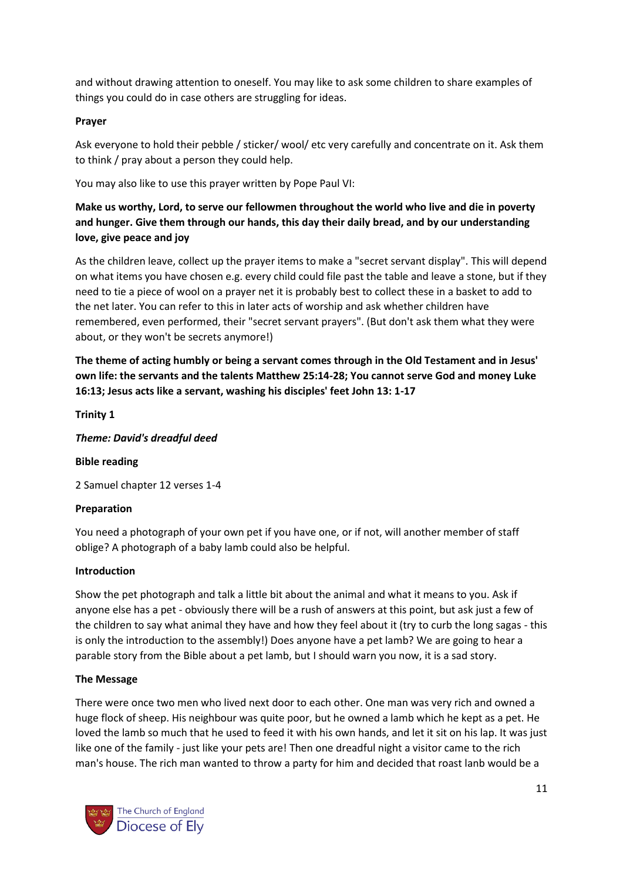and without drawing attention to oneself. You may like to ask some children to share examples of things you could do in case others are struggling for ideas.

**Prayer**

Ask everyone to hold their pebble / sticker/ wool/ etc very carefully and concentrate on it. Ask them to think / pray about a person they could help.

You may also like to use this prayer written by Pope Paul VI:

**Make us worthy, Lord, to serve our fellowmen throughout the world who live and die in poverty and hunger. Give them through our hands, this day their daily bread, and by our understanding love, give peace and joy**

As the children leave, collect up the prayer items to make a "secret servant display". This will depend on what items you have chosen e.g. every child could file past the table and leave a stone, but if they need to tie a piece of wool on a prayer net it is probably best to collect these in a basket to add to the net later. You can refer to this in later acts of worship and ask whether children have remembered, even performed, their "secret servant prayers". (But don't ask them what they were about, or they won't be secrets anymore!)

**The theme of acting humbly or being a servant comes through in the Old Testament and in Jesus' own life: the servants and the talents Matthew 25:14-28; You cannot serve God and money Luke 16:13; Jesus acts like a servant, washing his disciples' feet John 13: 1-17**

**Trinity 1**

***Theme: David's dreadful deed***

**Bible reading**

2 Samuel chapter 12 verses 1-4

**Preparation**

You need a photograph of your own pet if you have one, or if not, will another member of staff oblige? A photograph of a baby lamb could also be helpful.

**Introduction**

Show the pet photograph and talk a little bit about the animal and what it means to you. Ask if anyone else has a pet - obviously there will be a rush of answers at this point, but ask just a few of the children to say what animal they have and how they feel about it (try to curb the long sagas - this is only the introduction to the assembly!) Does anyone have a pet lamb? We are going to hear a parable story from the Bible about a pet lamb, but I should warn you now, it is a sad story.

**The Message**

There were once two men who lived next door to each other. One man was very rich and owned a huge flock of sheep. His neighbour was quite poor, but he owned a lamb which he kept as a pet. He loved the lamb so much that he used to feed it with his own hands, and let it sit on his lap. It was just like one of the family - just like your pets are! Then one dreadful night a visitor came to the rich man's house. The rich man wanted to throw a party for him and decided that roast lanb would be a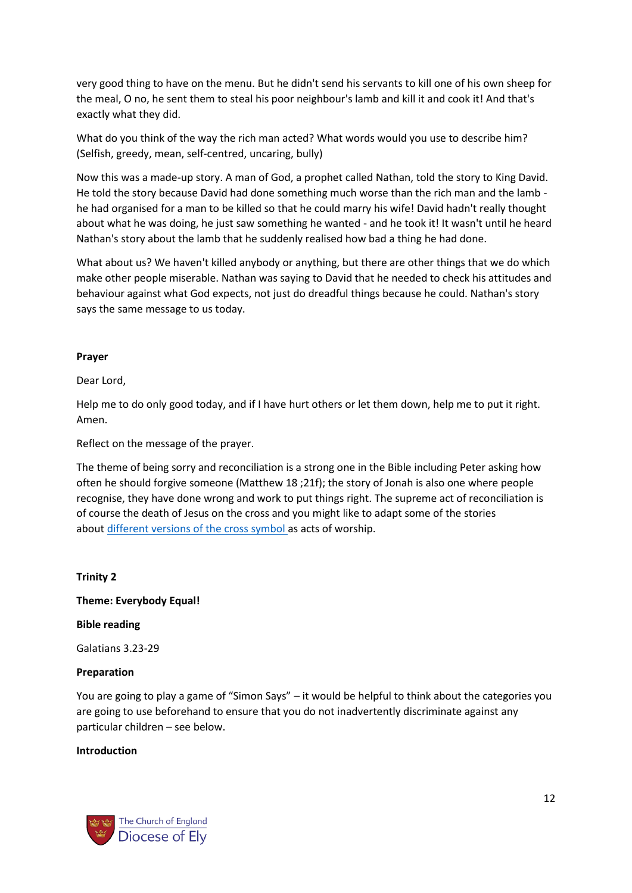very good thing to have on the menu. But he didn't send his servants to kill one of his own sheep for the meal, O no, he sent them to steal his poor neighbour's lamb and kill it and cook it! And that's exactly what they did.

What do you think of the way the rich man acted? What words would you use to describe him? (Selfish, greedy, mean, self-centred, uncaring, bully)

Now this was a made-up story. A man of God, a prophet called Nathan, told the story to King David. He told the story because David had done something much worse than the rich man and the lamb - he had organised for a man to be killed so that he could marry his wife! David hadn't really thought about what he was doing, he just saw something he wanted - and he took it! It wasn't until he heard Nathan's story about the lamb that he suddenly realised how bad a thing he had done.

What about us? We haven't killed anybody or anything, but there are other things that we do which make other people miserable. Nathan was saying to David that he needed to check his attitudes and behaviour against what God expects, not just do dreadful things because he could. Nathan's story says the same message to us today.

**Prayer**

Dear Lord,

Help me to do only good today, and if I have hurt others or let them down, help me to put it right. Amen.

Reflect on the message of the prayer.

The theme of being sorry and reconciliation is a strong one in the Bible including Peter asking how often he should forgive someone (Matthew 18 ;21f); the story of Jonah is also one where people recognise, they have done wrong and work to put things right. The supreme act of reconciliation is of course the death of Jesus on the cross and you might like to adapt some of the stories about [different versions of the cross symbol](#) as acts of worship.

**Trinity 2**

**Theme: Everybody Equal!**

**Bible reading**

Galatians 3.23-29

**Preparation**

You are going to play a game of "Simon Says" – it would be helpful to think about the categories you are going to use beforehand to ensure that you do not inadvertently discriminate against any particular children – see below.

**Introduction**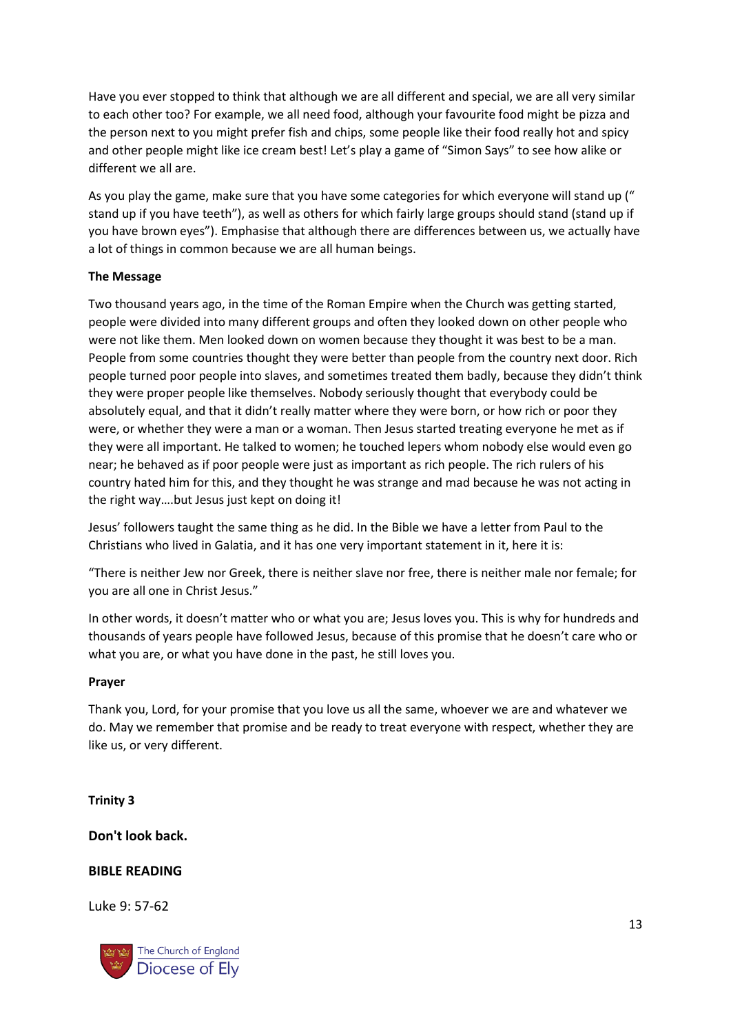Have you ever stopped to think that although we are all different and special, we are all very similar to each other too? For example, we all need food, although your favourite food might be pizza and the person next to you might prefer fish and chips, some people like their food really hot and spicy and other people might like ice cream best! Let's play a game of "Simon Says" to see how alike or different we all are.

As you play the game, make sure that you have some categories for which everyone will stand up (" stand up if you have teeth"), as well as others for which fairly large groups should stand (stand up if you have brown eyes"). Emphasise that although there are differences between us, we actually have a lot of things in common because we are all human beings.

**The Message**

Two thousand years ago, in the time of the Roman Empire when the Church was getting started, people were divided into many different groups and often they looked down on other people who were not like them. Men looked down on women because they thought it was best to be a man. People from some countries thought they were better than people from the country next door. Rich people turned poor people into slaves, and sometimes treated them badly, because they didn't think they were proper people like themselves. Nobody seriously thought that everybody could be absolutely equal, and that it didn't really matter where they were born, or how rich or poor they were, or whether they were a man or a woman. Then Jesus started treating everyone he met as if they were all important. He talked to women; he touched lepers whom nobody else would even go near; he behaved as if poor people were just as important as rich people. The rich rulers of his country hated him for this, and they thought he was strange and mad because he was not acting in the right way….but Jesus just kept on doing it!

Jesus' followers taught the same thing as he did. In the Bible we have a letter from Paul to the Christians who lived in Galatia, and it has one very important statement in it, here it is:

"There is neither Jew nor Greek, there is neither slave nor free, there is neither male nor female; for you are all one in Christ Jesus."

In other words, it doesn't matter who or what you are; Jesus loves you. This is why for hundreds and thousands of years people have followed Jesus, because of this promise that he doesn't care who or what you are, or what you have done in the past, he still loves you.

**Prayer**

Thank you, Lord, for your promise that you love us all the same, whoever we are and whatever we do. May we remember that promise and be ready to treat everyone with respect, whether they are like us, or very different.

## Trinity 3

### Don't look back.

### BIBLE READING

Luke 9: 57-62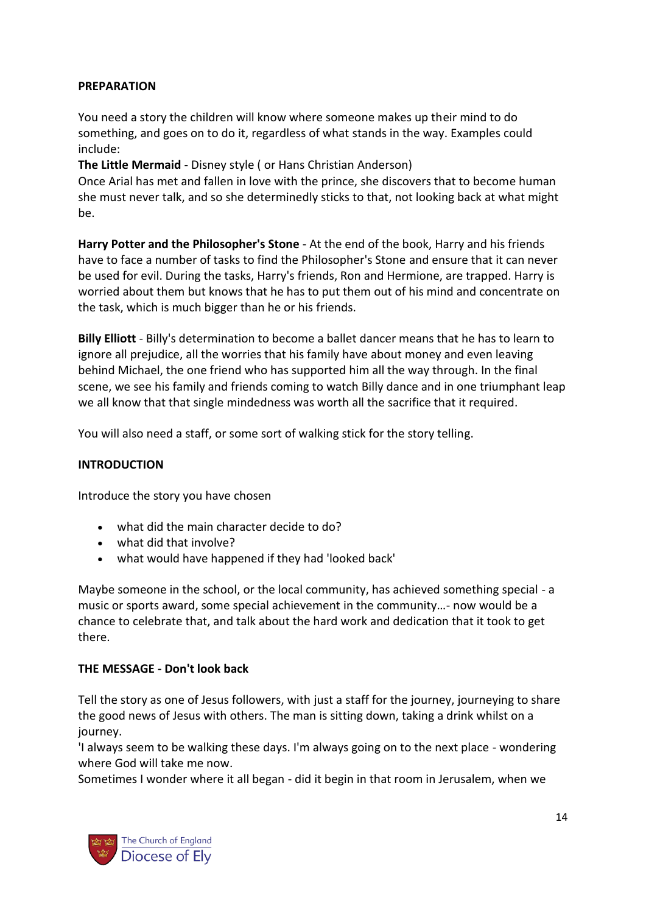**PREPARATION**

You need a story the children will know where someone makes up their mind to do something, and goes on to do it, regardless of what stands in the way. Examples could include:

**The Little Mermaid** - Disney style ( or Hans Christian Anderson)
Once Arial has met and fallen in love with the prince, she discovers that to become human she must never talk, and so she determinedly sticks to that, not looking back at what might be.

**Harry Potter and the Philosopher's Stone** - At the end of the book, Harry and his friends have to face a number of tasks to find the Philosopher's Stone and ensure that it can never be used for evil. During the tasks, Harry's friends, Ron and Hermione, are trapped. Harry is worried about them but knows that he has to put them out of his mind and concentrate on the task, which is much bigger than he or his friends.

**Billy Elliott** - Billy's determination to become a ballet dancer means that he has to learn to ignore all prejudice, all the worries that his family have about money and even leaving behind Michael, the one friend who has supported him all the way through. In the final scene, we see his family and friends coming to watch Billy dance and in one triumphant leap we all know that that single mindedness was worth all the sacrifice that it required.

You will also need a staff, or some sort of walking stick for the story telling.

**INTRODUCTION**

Introduce the story you have chosen

- what did the main character decide to do?
- what did that involve?
- what would have happened if they had 'looked back'

Maybe someone in the school, or the local community, has achieved something special - a music or sports award, some special achievement in the community...- now would be a chance to celebrate that, and talk about the hard work and dedication that it took to get there.

**THE MESSAGE - Don't look back**

Tell the story as one of Jesus followers, with just a staff for the journey, journeying to share the good news of Jesus with others. The man is sitting down, taking a drink whilst on a journey.
'I always seem to be walking these days. I'm always going on to the next place - wondering where God will take me now.
Sometimes I wonder where it all began - did it begin in that room in Jerusalem, when we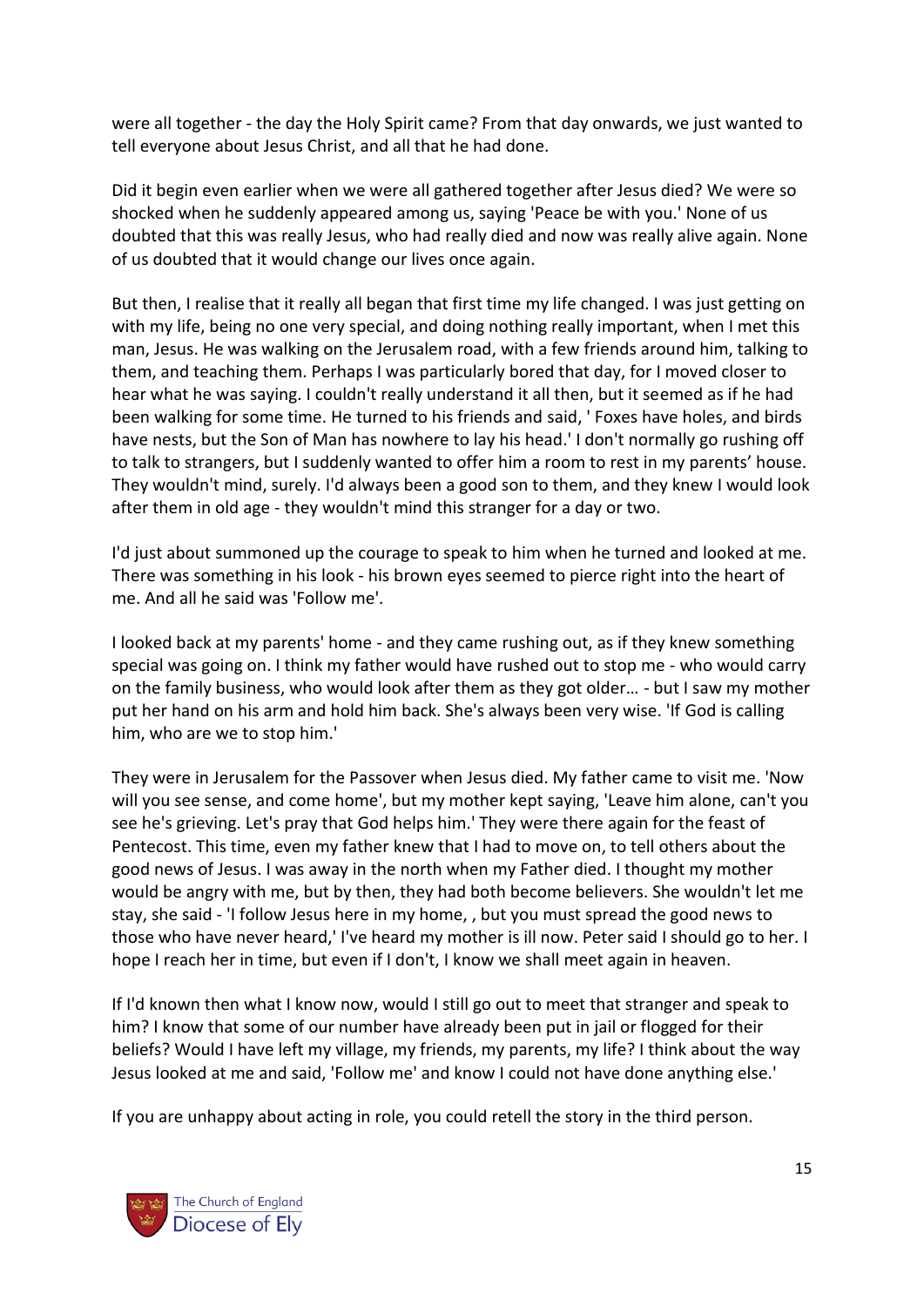were all together - the day the Holy Spirit came? From that day onwards, we just wanted to tell everyone about Jesus Christ, and all that he had done.

Did it begin even earlier when we were all gathered together after Jesus died? We were so shocked when he suddenly appeared among us, saying 'Peace be with you.' None of us doubted that this was really Jesus, who had really died and now was really alive again. None of us doubted that it would change our lives once again.

But then, I realise that it really all began that first time my life changed. I was just getting on with my life, being no one very special, and doing nothing really important, when I met this man, Jesus. He was walking on the Jerusalem road, with a few friends around him, talking to them, and teaching them. Perhaps I was particularly bored that day, for I moved closer to hear what he was saying. I couldn't really understand it all then, but it seemed as if he had been walking for some time. He turned to his friends and said, ' Foxes have holes, and birds have nests, but the Son of Man has nowhere to lay his head.' I don't normally go rushing off to talk to strangers, but I suddenly wanted to offer him a room to rest in my parents' house. They wouldn't mind, surely. I'd always been a good son to them, and they knew I would look after them in old age - they wouldn't mind this stranger for a day or two.

I'd just about summoned up the courage to speak to him when he turned and looked at me. There was something in his look - his brown eyes seemed to pierce right into the heart of me. And all he said was 'Follow me'.

I looked back at my parents' home - and they came rushing out, as if they knew something special was going on. I think my father would have rushed out to stop me - who would carry on the family business, who would look after them as they got older… - but I saw my mother put her hand on his arm and hold him back. She's always been very wise. 'If God is calling him, who are we to stop him.'

They were in Jerusalem for the Passover when Jesus died. My father came to visit me. 'Now will you see sense, and come home', but my mother kept saying, 'Leave him alone, can't you see he's grieving. Let's pray that God helps him.' They were there again for the feast of Pentecost. This time, even my father knew that I had to move on, to tell others about the good news of Jesus. I was away in the north when my Father died. I thought my mother would be angry with me, but by then, they had both become believers. She wouldn't let me stay, she said - 'I follow Jesus here in my home, , but you must spread the good news to those who have never heard,' I've heard my mother is ill now. Peter said I should go to her. I hope I reach her in time, but even if I don't, I know we shall meet again in heaven.

If I'd known then what I know now, would I still go out to meet that stranger and speak to him? I know that some of our number have already been put in jail or flogged for their beliefs? Would I have left my village, my friends, my parents, my life? I think about the way Jesus looked at me and said, 'Follow me' and know I could not have done anything else.'

If you are unhappy about acting in role, you could retell the story in the third person.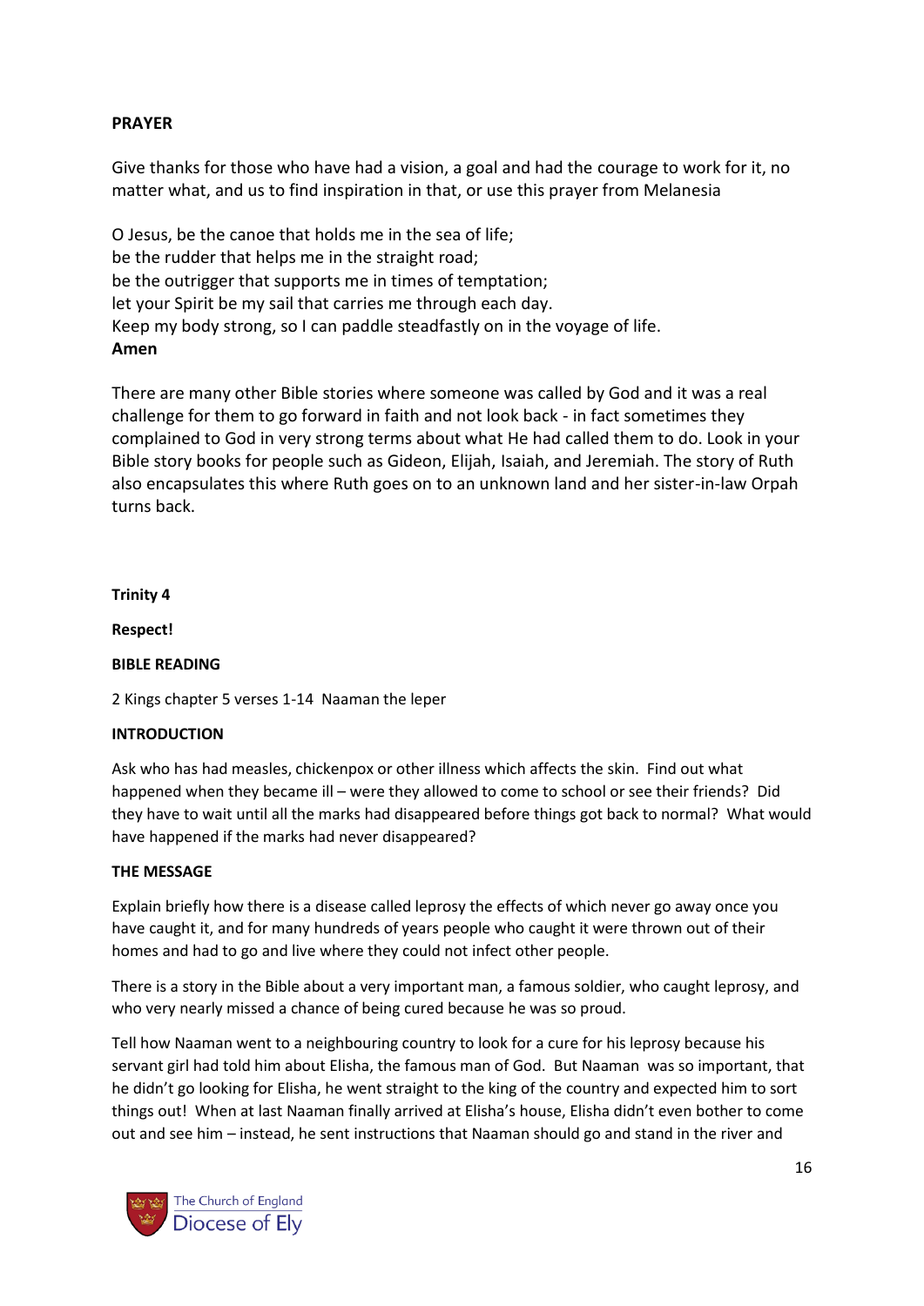**PRAYER**

Give thanks for those who have had a vision, a goal and had the courage to work for it, no matter what, and us to find inspiration in that, or use this prayer from Melanesia

O Jesus, be the canoe that holds me in the sea of life;
be the rudder that helps me in the straight road;
be the outrigger that supports me in times of temptation;
let your Spirit be my sail that carries me through each day.
Keep my body strong, so I can paddle steadfastly on in the voyage of life.
**Amen**

There are many other Bible stories where someone was called by God and it was a real challenge for them to go forward in faith and not look back - in fact sometimes they complained to God in very strong terms about what He had called them to do. Look in your Bible story books for people such as Gideon, Elijah, Isaiah, and Jeremiah. The story of Ruth also encapsulates this where Ruth goes on to an unknown land and her sister-in-law Orpah turns back.

**Trinity 4**

**Respect!**

**BIBLE READING**

2 Kings chapter 5 verses 1-14 Naaman the leper

**INTRODUCTION**

Ask who has had measles, chickenpox or other illness which affects the skin. Find out what happened when they became ill – were they allowed to come to school or see their friends? Did they have to wait until all the marks had disappeared before things got back to normal? What would have happened if the marks had never disappeared?

**THE MESSAGE**

Explain briefly how there is a disease called leprosy the effects of which never go away once you have caught it, and for many hundreds of years people who caught it were thrown out of their homes and had to go and live where they could not infect other people.

There is a story in the Bible about a very important man, a famous soldier, who caught leprosy, and who very nearly missed a chance of being cured because he was so proud.

Tell how Naaman went to a neighbouring country to look for a cure for his leprosy because his servant girl had told him about Elisha, the famous man of God. But Naaman was so important, that he didn't go looking for Elisha, he went straight to the king of the country and expected him to sort things out! When at last Naaman finally arrived at Elisha's house, Elisha didn't even bother to come out and see him – instead, he sent instructions that Naaman should go and stand in the river and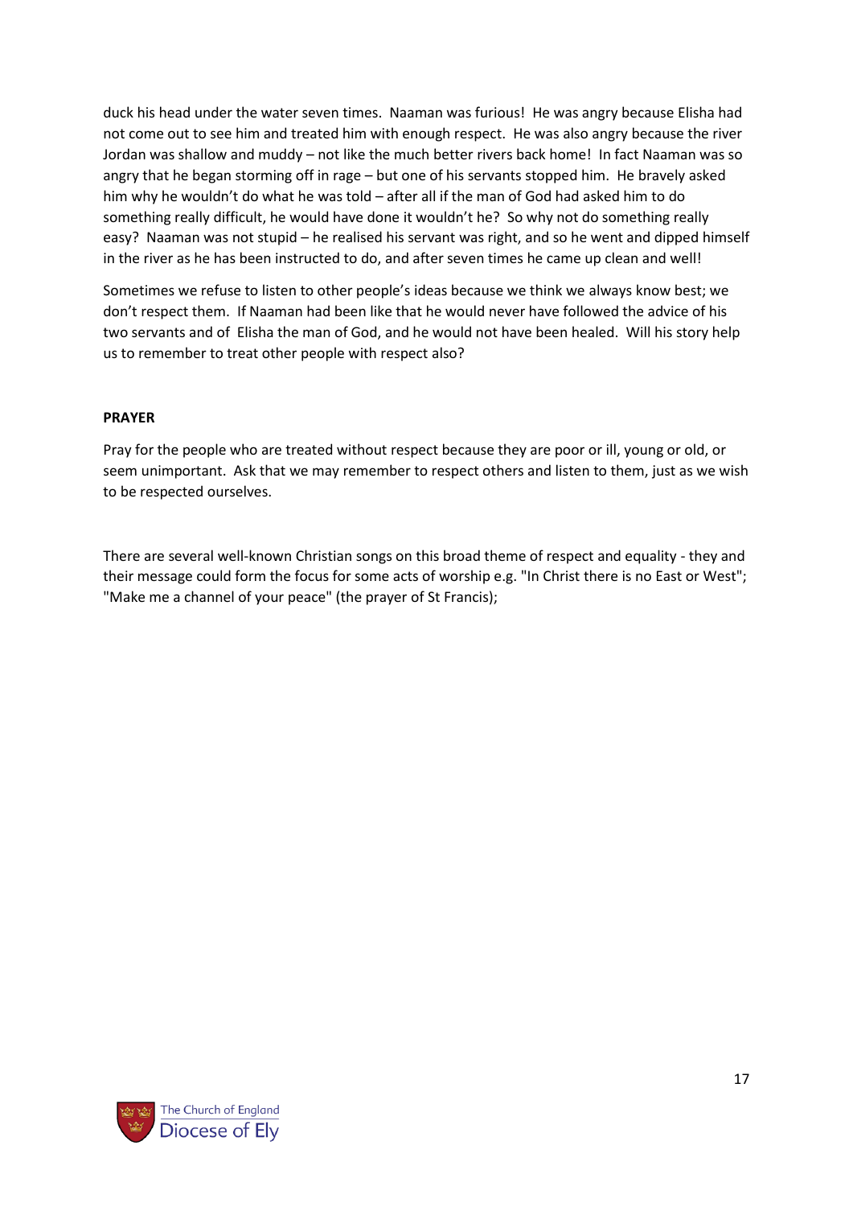duck his head under the water seven times. Naaman was furious! He was angry because Elisha had not come out to see him and treated him with enough respect. He was also angry because the river Jordan was shallow and muddy – not like the much better rivers back home! In fact Naaman was so angry that he began storming off in rage – but one of his servants stopped him. He bravely asked him why he wouldn't do what he was told – after all if the man of God had asked him to do something really difficult, he would have done it wouldn't he? So why not do something really easy? Naaman was not stupid – he realised his servant was right, and so he went and dipped himself in the river as he has been instructed to do, and after seven times he came up clean and well!

Sometimes we refuse to listen to other people's ideas because we think we always know best; we don't respect them. If Naaman had been like that he would never have followed the advice of his two servants and of Elisha the man of God, and he would not have been healed. Will his story help us to remember to treat other people with respect also?

**PRAYER**

Pray for the people who are treated without respect because they are poor or ill, young or old, or seem unimportant. Ask that we may remember to respect others and listen to them, just as we wish to be respected ourselves.

There are several well-known Christian songs on this broad theme of respect and equality - they and their message could form the focus for some acts of worship e.g. "In Christ there is no East or West"; "Make me a channel of your peace" (the prayer of St Francis);